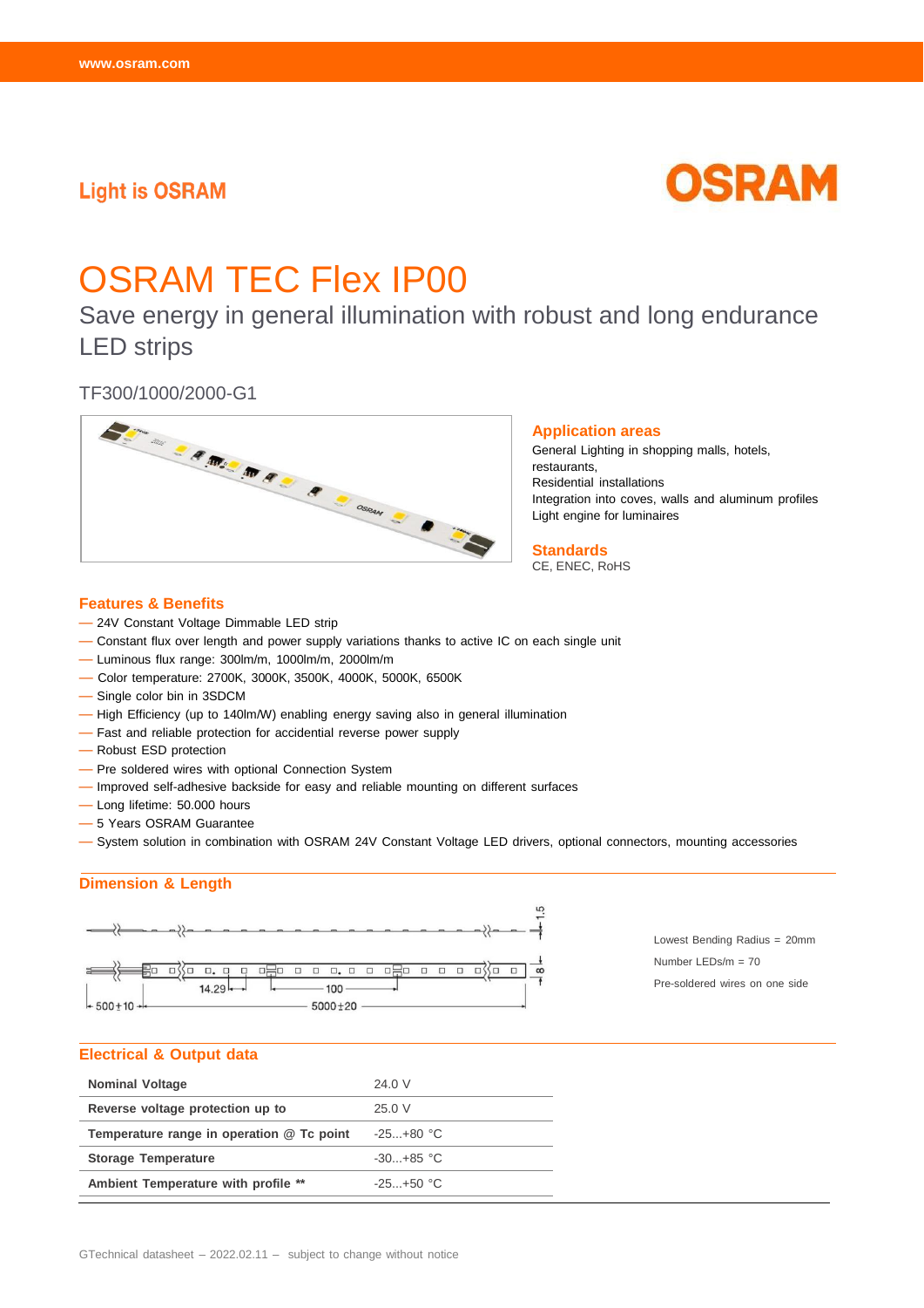Light is OSRAM

# OSRAM TEC Flex IP00

## Save energy in general illumination with robust and long endurance LED strips

TF300/1000/2000-G1

### Application areas

General Lighting in shopping malls, hotels, restaurants,
Residential installations
Integration into coves, walls and aluminum profiles
Light engine for luminaires

### Standards

CE, ENEC, RoHS

### Features & Benefits

- 24V Constant Voltage Dimmable LED strip
- Constant flux over length and power supply variations thanks to active IC on each single unit
- Luminous flux range: 300lm/m, 1000lm/m, 2000lm/m
- Color temperature: 2700K, 3000K, 3500K, 4000K, 5000K, 6500K
- Single color bin in 3SDCM
- High Efficiency (up to 140lm/W) enabling energy saving also in general illumination
- Fast and reliable protection for accidential reverse power supply
- Robust ESD protection
- Pre soldered wires with optional Connection System
- Improved self-adhesive backside for easy and reliable mounting on different surfaces
- Long lifetime: 50.000 hours
- 5 Years OSRAM Guarantee
- System solution in combination with OSRAM 24V Constant Voltage LED drivers, optional connectors, mounting accessories

### Dimension & Length

1.5
8
14.29
100
500±10
5000±20

Lowest Bending Radius = 20mm
Number LEDs/m = 70
Pre-soldered wires on one side

### Electrical & Output data

| | |
|---|---|
| **Nominal Voltage** | 24.0 V |
| **Reverse voltage protection up to** | 25.0 V |
| **Temperature range in operation @ Tc point** | -25...+80 °C |
| **Storage Temperature** | -30...+85 °C |
| **Ambient Temperature with profile \*\*** | -25...+50 °C |

GTechnical datasheet – 2022.02.11 – subject to change without notice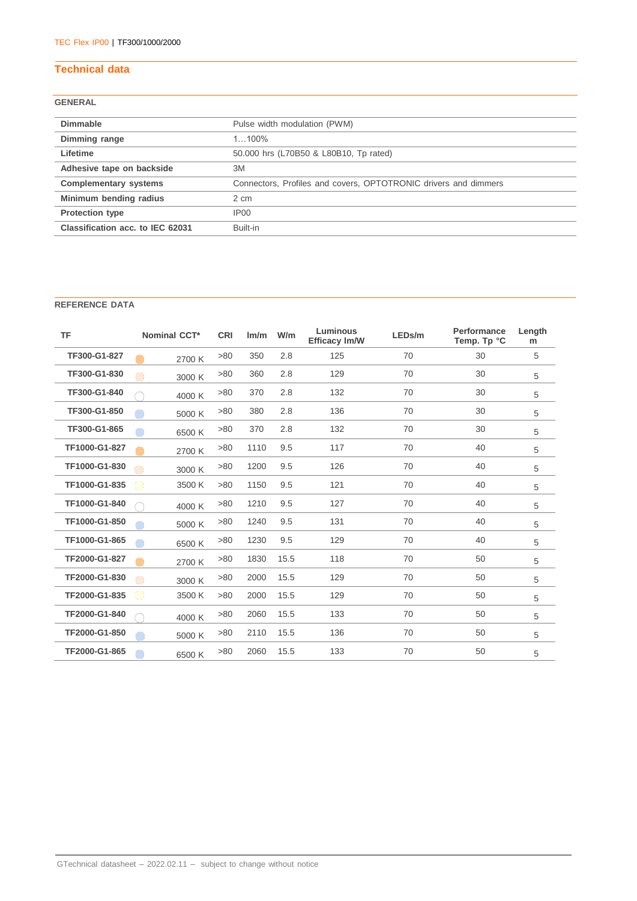## Technical data

### GENERAL

| | |
|---|---|
| **Dimmable** | Pulse width modulation (PWM) |
| **Dimming range** | 1…100% |
| **Lifetime** | 50.000 hrs (L70B50 & L80B10, Tp rated) |
| **Adhesive tape on backside** | 3M |
| **Complementary systems** | Connectors, Profiles and covers, OPTOTRONIC drivers and dimmers |
| **Minimum bending radius** | 2 cm |
| **Protection type** | IP00 |
| **Classification acc. to IEC 62031** | Built-in |

### REFERENCE DATA

| TF | Nominal CCT* | CRI | lm/m | W/m | Luminous Efficacy lm/W | LEDs/m | Performance Temp. Tp °C | Length m |
|---|---|---|---|---|---|---|---|---|
| TF300-G1-827 | 2700 K | >80 | 350 | 2.8 | 125 | 70 | 30 | 5 |
| TF300-G1-830 | 3000 K | >80 | 360 | 2.8 | 129 | 70 | 30 | 5 |
| TF300-G1-840 | 4000 K | >80 | 370 | 2.8 | 132 | 70 | 30 | 5 |
| TF300-G1-850 | 5000 K | >80 | 380 | 2.8 | 136 | 70 | 30 | 5 |
| TF300-G1-865 | 6500 K | >80 | 370 | 2.8 | 132 | 70 | 30 | 5 |
| TF1000-G1-827 | 2700 K | >80 | 1110 | 9.5 | 117 | 70 | 40 | 5 |
| TF1000-G1-830 | 3000 K | >80 | 1200 | 9.5 | 126 | 70 | 40 | 5 |
| TF1000-G1-835 | 3500 K | >80 | 1150 | 9.5 | 121 | 70 | 40 | 5 |
| TF1000-G1-840 | 4000 K | >80 | 1210 | 9.5 | 127 | 70 | 40 | 5 |
| TF1000-G1-850 | 5000 K | >80 | 1240 | 9.5 | 131 | 70 | 40 | 5 |
| TF1000-G1-865 | 6500 K | >80 | 1230 | 9.5 | 129 | 70 | 40 | 5 |
| TF2000-G1-827 | 2700 K | >80 | 1830 | 15.5 | 118 | 70 | 50 | 5 |
| TF2000-G1-830 | 3000 K | >80 | 2000 | 15.5 | 129 | 70 | 50 | 5 |
| TF2000-G1-835 | 3500 K | >80 | 2000 | 15.5 | 129 | 70 | 50 | 5 |
| TF2000-G1-840 | 4000 K | >80 | 2060 | 15.5 | 133 | 70 | 50 | 5 |
| TF2000-G1-850 | 5000 K | >80 | 2110 | 15.5 | 136 | 70 | 50 | 5 |
| TF2000-G1-865 | 6500 K | >80 | 2060 | 15.5 | 133 | 70 | 50 | 5 |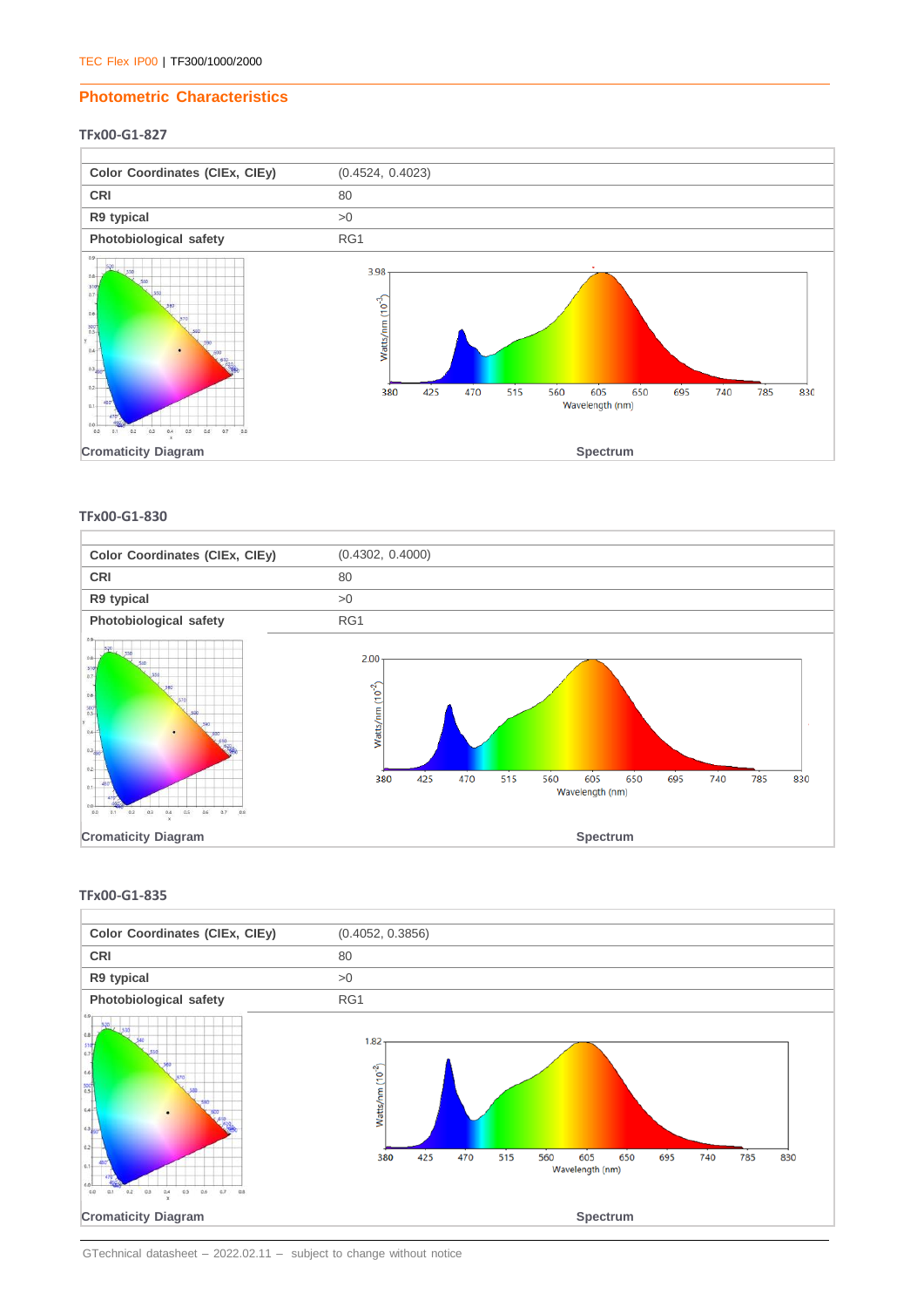## Photometric Characteristics

### TFx00-G1-827

| Color Coordinates (CIEx, CIEy) | (0.4524, 0.4023) |
|---|---|
| CRI | 80 |
| R9 typical | >0 |
| Photobiological safety | RG1 |

Cromaticity Diagram

Spectrum

### TFx00-G1-830

| Color Coordinates (CIEx, CIEy) | (0.4302, 0.4000) |
|---|---|
| CRI | 80 |
| R9 typical | >0 |
| Photobiological safety | RG1 |

Cromaticity Diagram

Spectrum

### TFx00-G1-835

| Color Coordinates (CIEx, CIEy) | (0.4052, 0.3856) |
|---|---|
| CRI | 80 |
| R9 typical | >0 |
| Photobiological safety | RG1 |

Cromaticity Diagram

Spectrum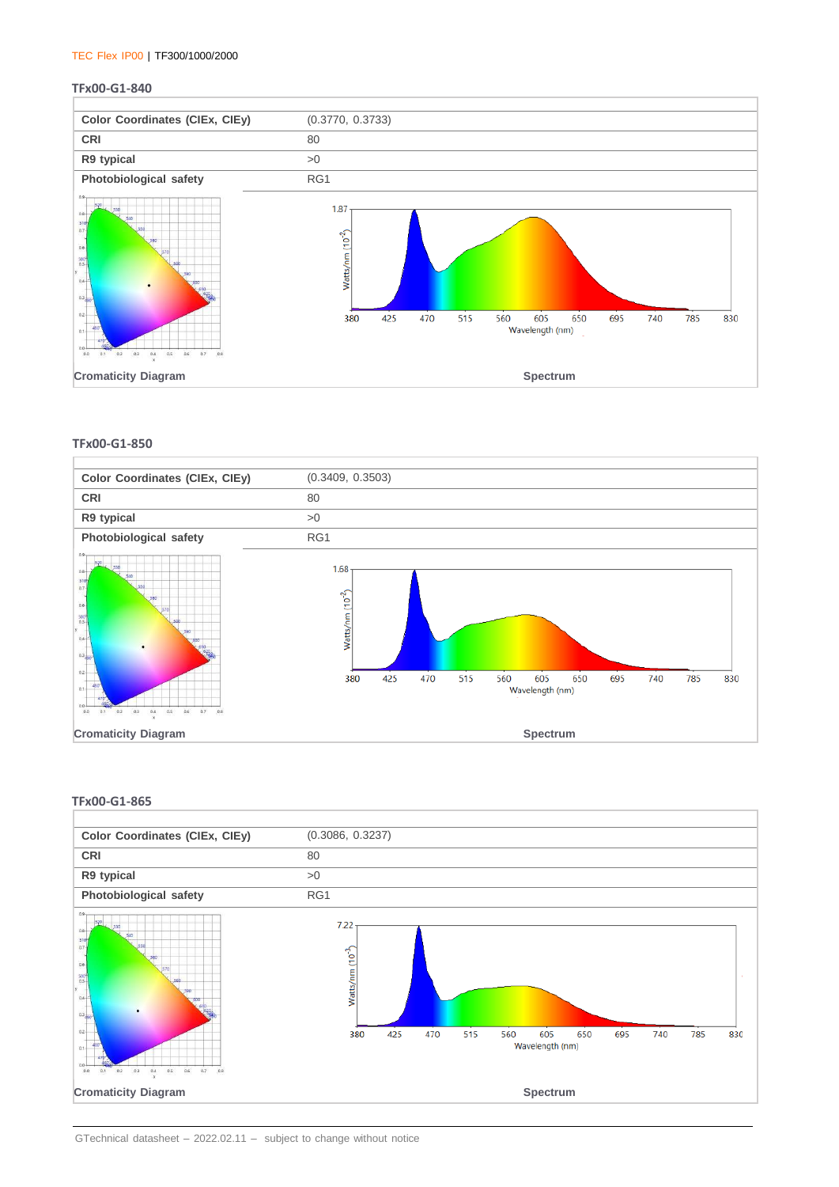### TFx00-G1-840

| Color Coordinates (CIEx, CIEy) | (0.3770, 0.3733) |
|---|---|
| CRI | 80 |
| R9 typical | >0 |
| Photobiological safety | RG1 |

Cromaticity Diagram

Spectrum

### TFx00-G1-850

| Color Coordinates (CIEx, CIEy) | (0.3409, 0.3503) |
|---|---|
| CRI | 80 |
| R9 typical | >0 |
| Photobiological safety | RG1 |

Cromaticity Diagram

Spectrum

### TFx00-G1-865

| Color Coordinates (CIEx, CIEy) | (0.3086, 0.3237) |
|---|---|
| CRI | 80 |
| R9 typical | >0 |
| Photobiological safety | RG1 |

Cromaticity Diagram

Spectrum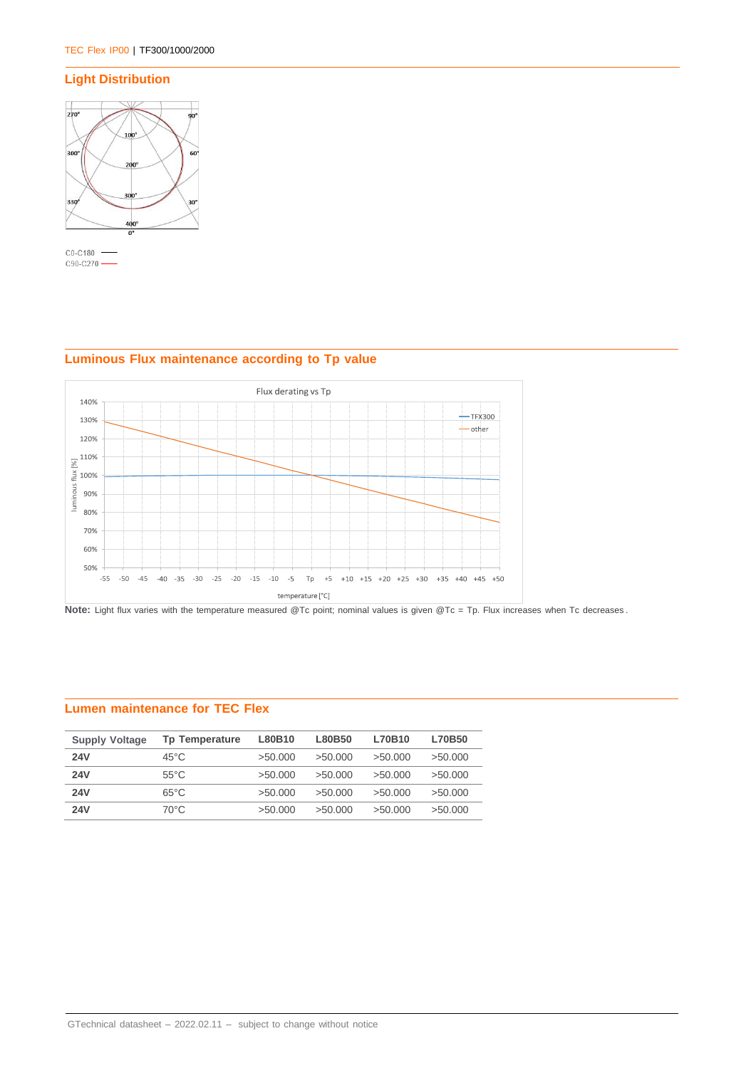## Light Distribution

C0-C180
C90-C270

## Luminous Flux maintenance according to Tp value

**Note:** Light flux varies with the temperature measured @Tc point; nominal values is given @Tc = Tp. Flux increases when Tc decreases.

## Lumen maintenance for TEC Flex

| Supply Voltage | Tp Temperature | L80B10 | L80B50 | L70B10 | L70B50 |
|---|---|---|---|---|---|
| **24V** | 45°C | >50.000 | >50.000 | >50.000 | >50.000 |
| **24V** | 55°C | >50.000 | >50.000 | >50.000 | >50.000 |
| **24V** | 65°C | >50.000 | >50.000 | >50.000 | >50.000 |
| **24V** | 70°C | >50.000 | >50.000 | >50.000 | >50.000 |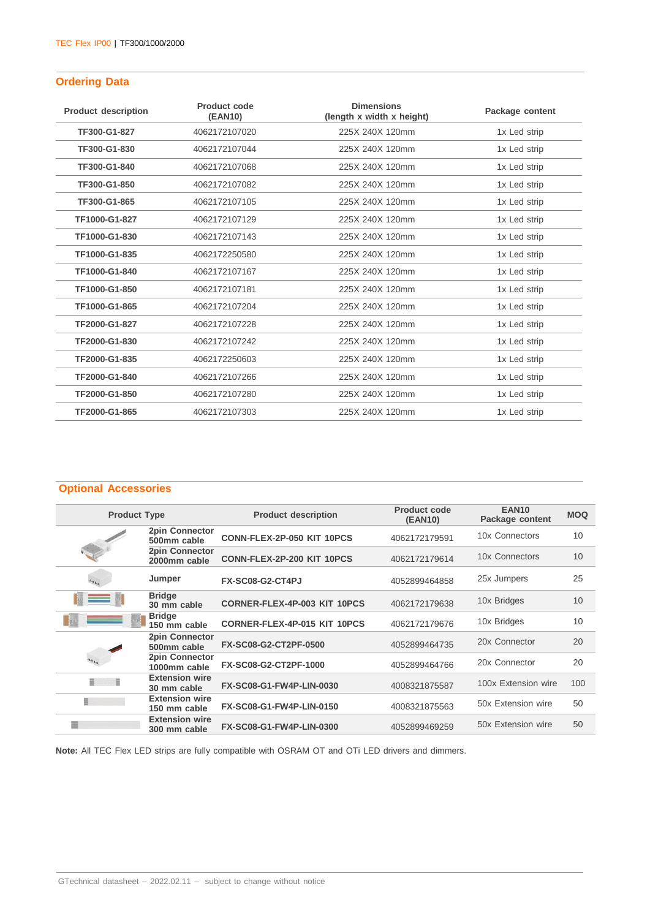## Ordering Data

| Product description | Product code (EAN10) | Dimensions (length x width x height) | Package content |
|---|---|---|---|
| TF300-G1-827 | 4062172107020 | 225X 240X 120mm | 1x Led strip |
| TF300-G1-830 | 4062172107044 | 225X 240X 120mm | 1x Led strip |
| TF300-G1-840 | 4062172107068 | 225X 240X 120mm | 1x Led strip |
| TF300-G1-850 | 4062172107082 | 225X 240X 120mm | 1x Led strip |
| TF300-G1-865 | 4062172107105 | 225X 240X 120mm | 1x Led strip |
| TF1000-G1-827 | 4062172107129 | 225X 240X 120mm | 1x Led strip |
| TF1000-G1-830 | 4062172107143 | 225X 240X 120mm | 1x Led strip |
| TF1000-G1-835 | 4062172250580 | 225X 240X 120mm | 1x Led strip |
| TF1000-G1-840 | 4062172107167 | 225X 240X 120mm | 1x Led strip |
| TF1000-G1-850 | 4062172107181 | 225X 240X 120mm | 1x Led strip |
| TF1000-G1-865 | 4062172107204 | 225X 240X 120mm | 1x Led strip |
| TF2000-G1-827 | 4062172107228 | 225X 240X 120mm | 1x Led strip |
| TF2000-G1-830 | 4062172107242 | 225X 240X 120mm | 1x Led strip |
| TF2000-G1-835 | 4062172250603 | 225X 240X 120mm | 1x Led strip |
| TF2000-G1-840 | 4062172107266 | 225X 240X 120mm | 1x Led strip |
| TF2000-G1-850 | 4062172107280 | 225X 240X 120mm | 1x Led strip |
| TF2000-G1-865 | 4062172107303 | 225X 240X 120mm | 1x Led strip |

## Optional Accessories

| Product Type | | Product description | Product code (EAN10) | EAN10 Package content | MOQ |
|---|---|---|---|---|---|
| | 2pin Connector 500mm cable | CONN-FLEX-2P-050 KIT 10PCS | 4062172179591 | 10x Connectors | 10 |
| | 2pin Connector 2000mm cable | CONN-FLEX-2P-200 KIT 10PCS | 4062172179614 | 10x Connectors | 10 |
| | Jumper | FX-SC08-G2-CT4PJ | 4052899464858 | 25x Jumpers | 25 |
| | Bridge 30 mm cable | CORNER-FLEX-4P-003 KIT 10PCS | 4062172179638 | 10x Bridges | 10 |
| | Bridge 150 mm cable | CORNER-FLEX-4P-015 KIT 10PCS | 4062172179676 | 10x Bridges | 10 |
| | 2pin Connector 500mm cable | FX-SC08-G2-CT2PF-0500 | 4052899464735 | 20x Connector | 20 |
| | 2pin Connector 1000mm cable | FX-SC08-G2-CT2PF-1000 | 4052899464766 | 20x Connector | 20 |
| | Extension wire 30 mm cable | FX-SC08-G1-FW4P-LIN-0030 | 4008321875587 | 100x Extension wire | 100 |
| | Extension wire 150 mm cable | FX-SC08-G1-FW4P-LIN-0150 | 4008321875563 | 50x Extension wire | 50 |
| | Extension wire 300 mm cable | FX-SC08-G1-FW4P-LIN-0300 | 4052899469259 | 50x Extension wire | 50 |

**Note:** All TEC Flex LED strips are fully compatible with OSRAM OT and OTi LED drivers and dimmers.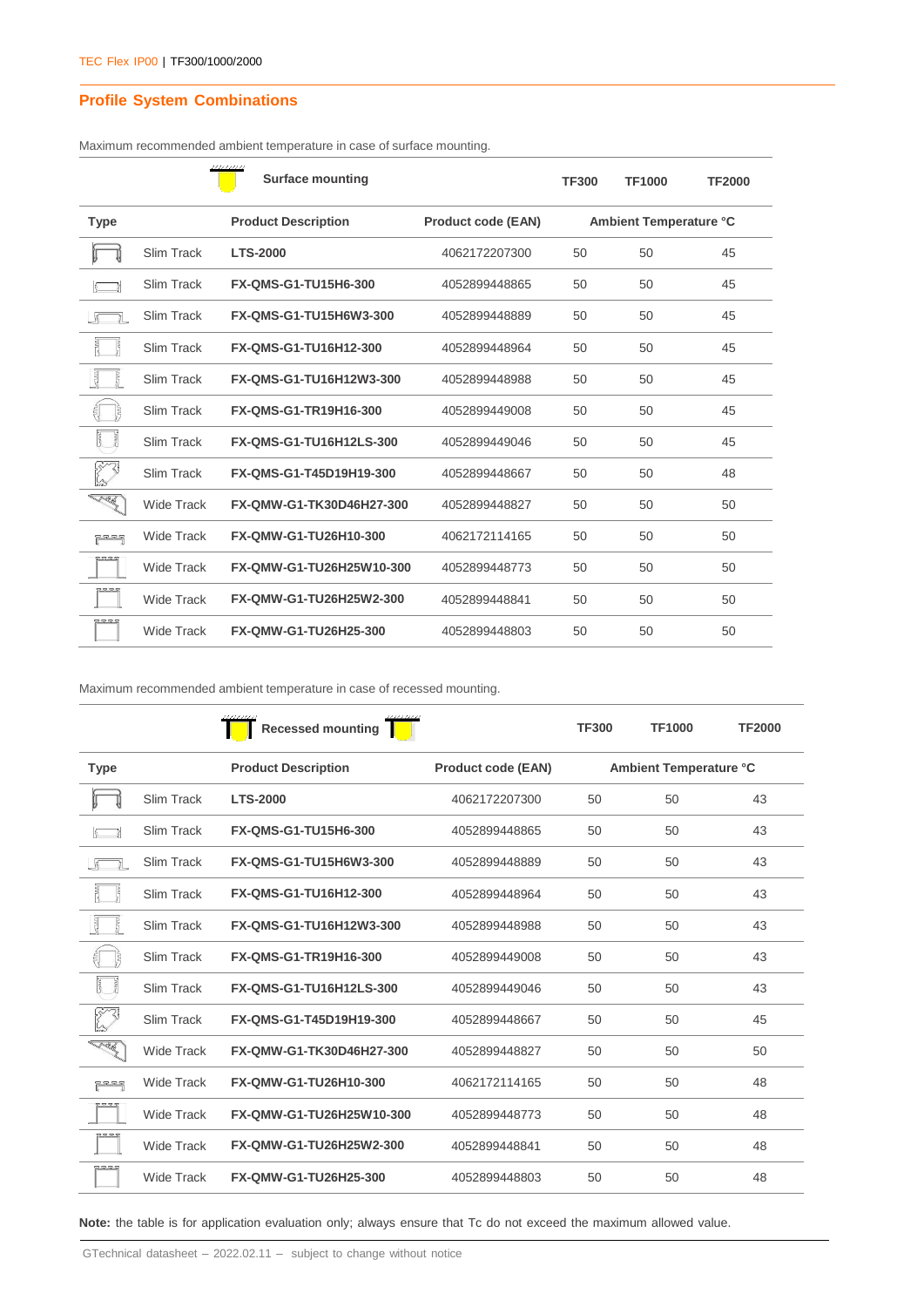TEC Flex IP00 | TF300/1000/2000

## Profile System Combinations

Maximum recommended ambient temperature in case of surface mounting.

| | | Surface mounting | | TF300 | TF1000 | TF2000 |
|---|---|---|---|---|---|---|
| **Type** | | **Product Description** | **Product code (EAN)** | **Ambient Temperature °C** | | |
| | Slim Track | **LTS-2000** | 4062172207300 | 50 | 50 | 45 |
| | Slim Track | **FX-QMS-G1-TU15H6-300** | 4052899448865 | 50 | 50 | 45 |
| | Slim Track | **FX-QMS-G1-TU15H6W3-300** | 4052899448889 | 50 | 50 | 45 |
| | Slim Track | **FX-QMS-G1-TU16H12-300** | 4052899448964 | 50 | 50 | 45 |
| | Slim Track | **FX-QMS-G1-TU16H12W3-300** | 4052899448988 | 50 | 50 | 45 |
| | Slim Track | **FX-QMS-G1-TR19H16-300** | 4052899449008 | 50 | 50 | 45 |
| | Slim Track | **FX-QMS-G1-TU16H12LS-300** | 4052899449046 | 50 | 50 | 45 |
| | Slim Track | **FX-QMS-G1-T45D19H19-300** | 4052899448667 | 50 | 50 | 48 |
| | Wide Track | **FX-QMW-G1-TK30D46H27-300** | 4052899448827 | 50 | 50 | 50 |
| | Wide Track | **FX-QMW-G1-TU26H10-300** | 4062172114165 | 50 | 50 | 50 |
| | Wide Track | **FX-QMW-G1-TU26H25W10-300** | 4052899448773 | 50 | 50 | 50 |
| | Wide Track | **FX-QMW-G1-TU26H25W2-300** | 4052899448841 | 50 | 50 | 50 |
| | Wide Track | **FX-QMW-G1-TU26H25-300** | 4052899448803 | 50 | 50 | 50 |

Maximum recommended ambient temperature in case of recessed mounting.

| | | Recessed mounting | | TF300 | TF1000 | TF2000 |
|---|---|---|---|---|---|---|
| **Type** | | **Product Description** | **Product code (EAN)** | **Ambient Temperature °C** | | |
| | Slim Track | **LTS-2000** | 4062172207300 | 50 | 50 | 43 |
| | Slim Track | **FX-QMS-G1-TU15H6-300** | 4052899448865 | 50 | 50 | 43 |
| | Slim Track | **FX-QMS-G1-TU15H6W3-300** | 4052899448889 | 50 | 50 | 43 |
| | Slim Track | **FX-QMS-G1-TU16H12-300** | 4052899448964 | 50 | 50 | 43 |
| | Slim Track | **FX-QMS-G1-TU16H12W3-300** | 4052899448988 | 50 | 50 | 43 |
| | Slim Track | **FX-QMS-G1-TR19H16-300** | 4052899449008 | 50 | 50 | 43 |
| | Slim Track | **FX-QMS-G1-TU16H12LS-300** | 4052899449046 | 50 | 50 | 43 |
| | Slim Track | **FX-QMS-G1-T45D19H19-300** | 4052899448667 | 50 | 50 | 45 |
| | Wide Track | **FX-QMW-G1-TK30D46H27-300** | 4052899448827 | 50 | 50 | 50 |
| | Wide Track | **FX-QMW-G1-TU26H10-300** | 4062172114165 | 50 | 50 | 48 |
| | Wide Track | **FX-QMW-G1-TU26H25W10-300** | 4052899448773 | 50 | 50 | 48 |
| | Wide Track | **FX-QMW-G1-TU26H25W2-300** | 4052899448841 | 50 | 50 | 48 |
| | Wide Track | **FX-QMW-G1-TU26H25-300** | 4052899448803 | 50 | 50 | 48 |

**Note:** the table is for application evaluation only; always ensure that Tc do not exceed the maximum allowed value.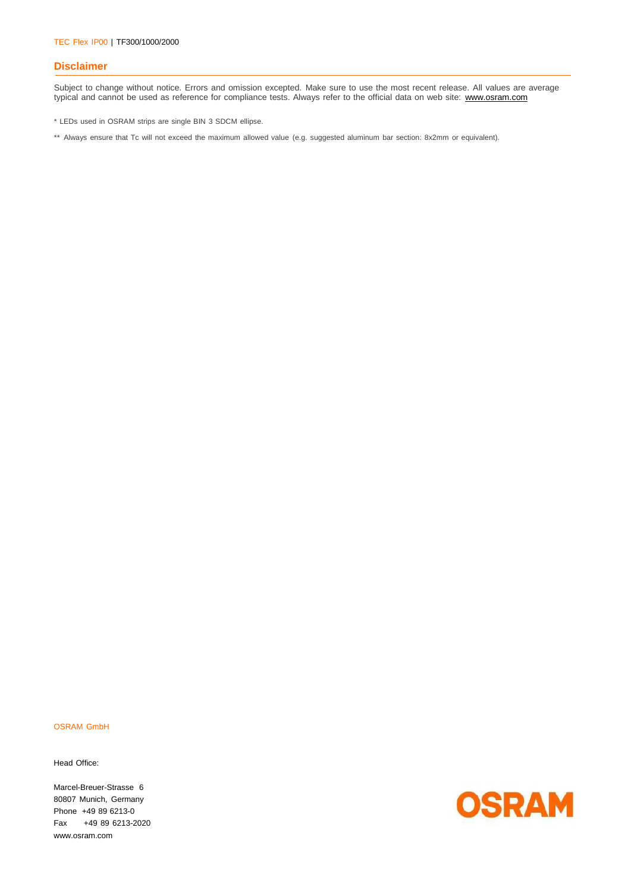## Disclaimer

Subject to change without notice. Errors and omission excepted. Make sure to use the most recent release. All values are average typical and cannot be used as reference for compliance tests. Always refer to the official data on web site: www.osram.com

* LEDs used in OSRAM strips are single BIN 3 SDCM ellipse.

** Always ensure that Tc will not exceed the maximum allowed value (e.g. suggested aluminum bar section: 8x2mm or equivalent).

OSRAM GmbH

Head Office:

Marcel-Breuer-Strasse 6
80807 Munich, Germany
Phone +49 89 6213-0
Fax +49 89 6213-2020
www.osram.com

OSRAM